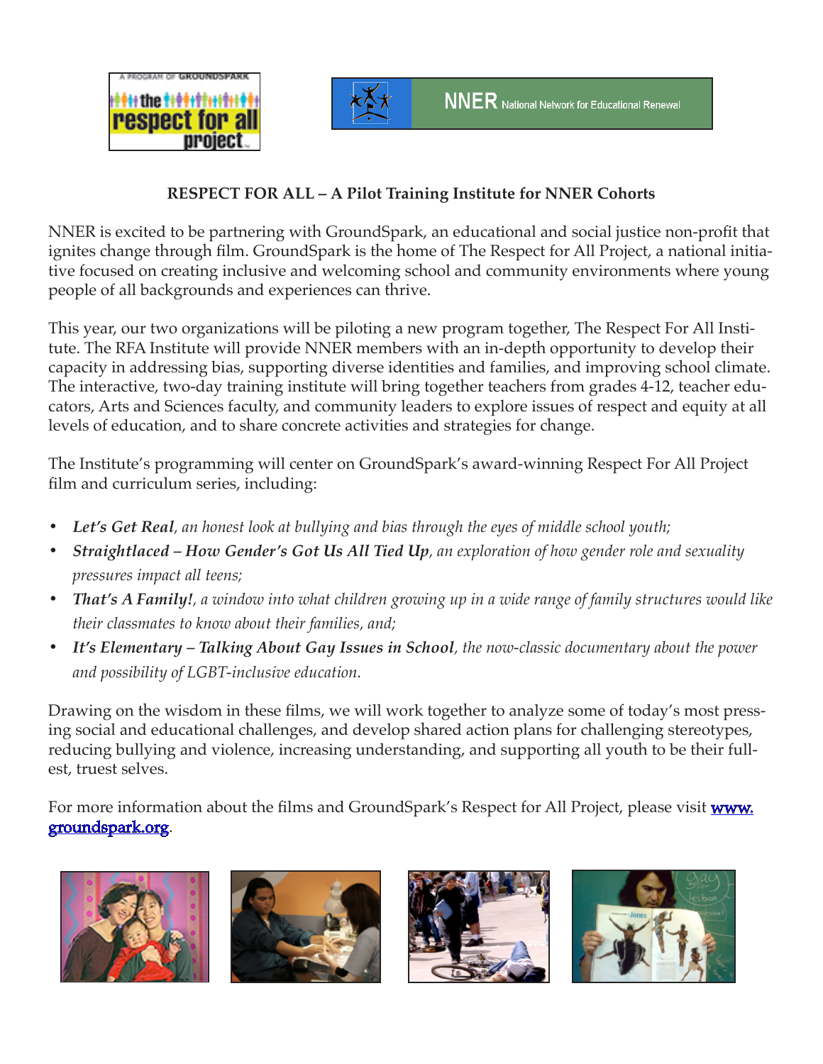**RESPECT FOR ALL – A Pilot Training Institute for NNER Cohorts**

NNER is excited to be partnering with GroundSpark, an educational and social justice non-profit that ignites change through film. GroundSpark is the home of The Respect for All Project, a national initiative focused on creating inclusive and welcoming school and community environments where young people of all backgrounds and experiences can thrive.

This year, our two organizations will be piloting a new program together, The Respect For All Institute. The RFA Institute will provide NNER members with an in-depth opportunity to develop their capacity in addressing bias, supporting diverse identities and families, and improving school climate. The interactive, two-day training institute will bring together teachers from grades 4-12, teacher educators, Arts and Sciences faculty, and community leaders to explore issues of respect and equity at all levels of education, and to share concrete activities and strategies for change.

The Institute's programming will center on GroundSpark's award-winning Respect For All Project film and curriculum series, including:

- ***Let's Get Real****, an honest look at bullying and bias through the eyes of middle school youth;*
- ***Straightlaced – How Gender's Got Us All Tied Up****, an exploration of how gender role and sexuality pressures impact all teens;*
- ***That's A Family!****, a window into what children growing up in a wide range of family structures would like their classmates to know about their families, and;*
- ***It's Elementary – Talking About Gay Issues in School****, the now-classic documentary about the power and possibility of LGBT-inclusive education.*

Drawing on the wisdom in these films, we will work together to analyze some of today's most pressing social and educational challenges, and develop shared action plans for challenging stereotypes, reducing bullying and violence, increasing understanding, and supporting all youth to be their fullest, truest selves.

For more information about the films and GroundSpark's Respect for All Project, please visit www.groundspark.org.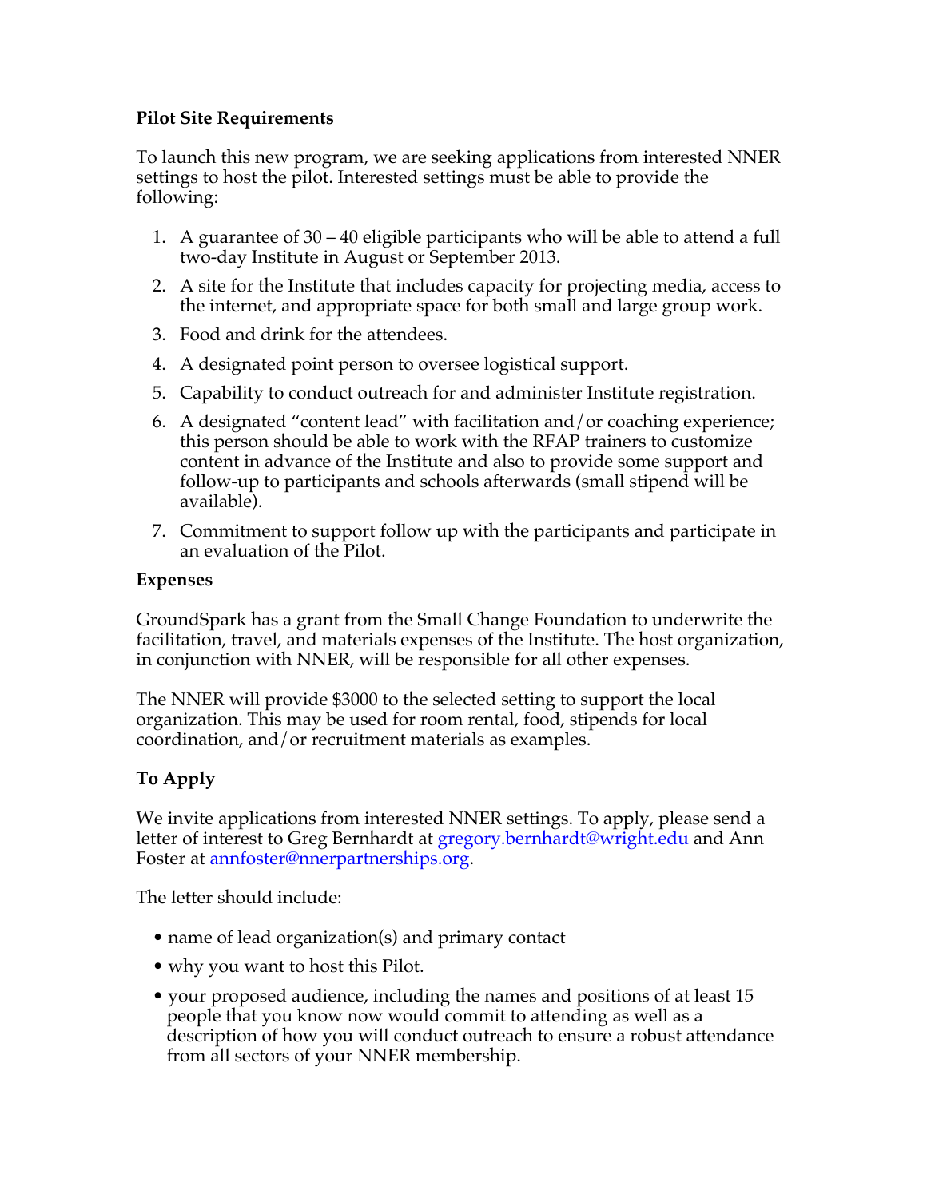**Pilot Site Requirements**

To launch this new program, we are seeking applications from interested NNER settings to host the pilot. Interested settings must be able to provide the following:

1. A guarantee of 30 – 40 eligible participants who will be able to attend a full two-day Institute in August or September 2013.
2. A site for the Institute that includes capacity for projecting media, access to the internet, and appropriate space for both small and large group work.
3. Food and drink for the attendees.
4. A designated point person to oversee logistical support.
5. Capability to conduct outreach for and administer Institute registration.
6. A designated "content lead" with facilitation and/or coaching experience; this person should be able to work with the RFAP trainers to customize content in advance of the Institute and also to provide some support and follow-up to participants and schools afterwards (small stipend will be available).
7. Commitment to support follow up with the participants and participate in an evaluation of the Pilot.

**Expenses**

GroundSpark has a grant from the Small Change Foundation to underwrite the facilitation, travel, and materials expenses of the Institute. The host organization, in conjunction with NNER, will be responsible for all other expenses.

The NNER will provide $3000 to the selected setting to support the local organization. This may be used for room rental, food, stipends for local coordination, and/or recruitment materials as examples.

**To Apply**

We invite applications from interested NNER settings. To apply, please send a letter of interest to Greg Bernhardt at gregory.bernhardt@wright.edu and Ann Foster at annfoster@nnerpartnerships.org.

The letter should include:

- name of lead organization(s) and primary contact
- why you want to host this Pilot.
- your proposed audience, including the names and positions of at least 15 people that you know now would commit to attending as well as a description of how you will conduct outreach to ensure a robust attendance from all sectors of your NNER membership.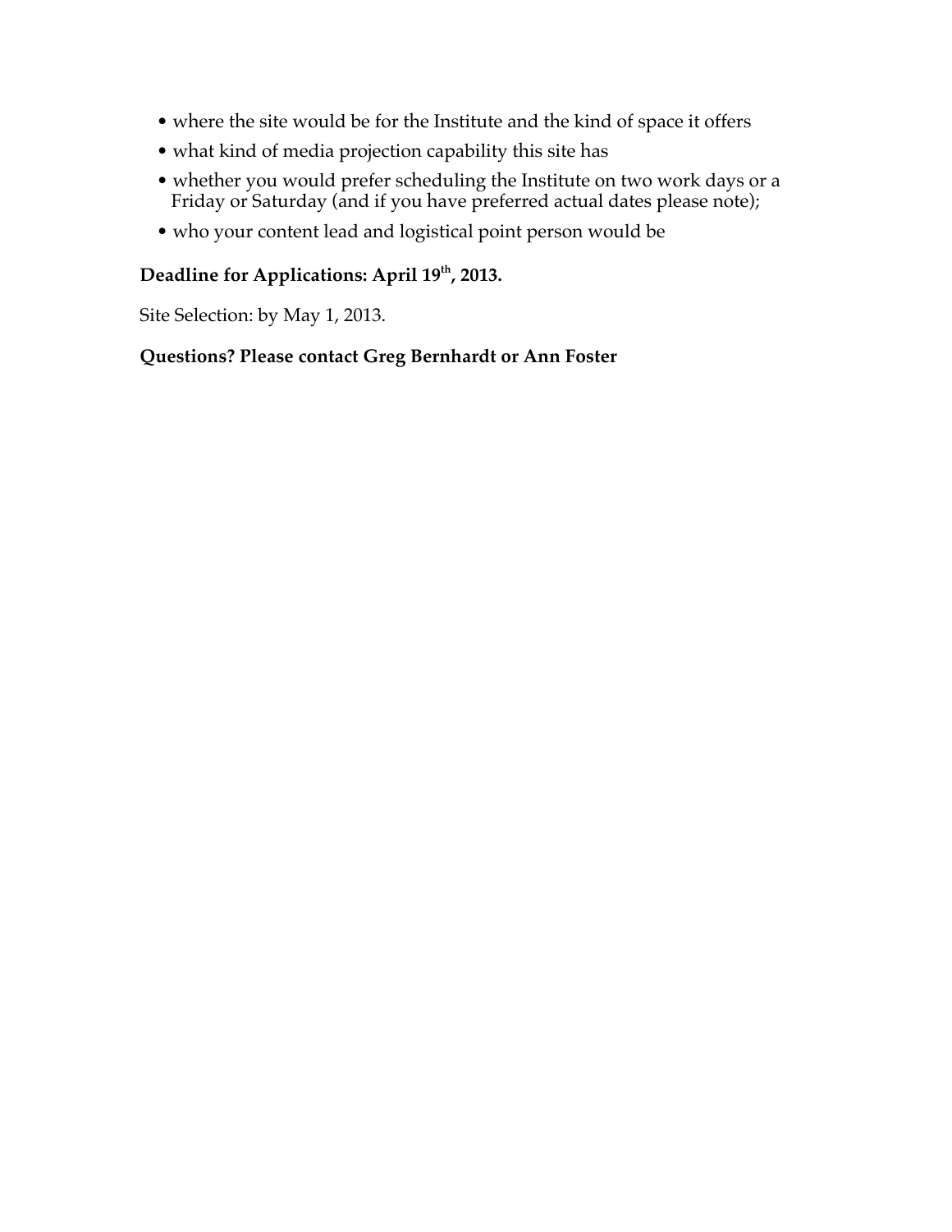- where the site would be for the Institute and the kind of space it offers
- what kind of media projection capability this site has
- whether you would prefer scheduling the Institute on two work days or a Friday or Saturday (and if you have preferred actual dates please note);
- who your content lead and logistical point person would be

**Deadline for Applications: April 19th, 2013.**

Site Selection: by May 1, 2013.

**Questions? Please contact Greg Bernhardt or Ann Foster**